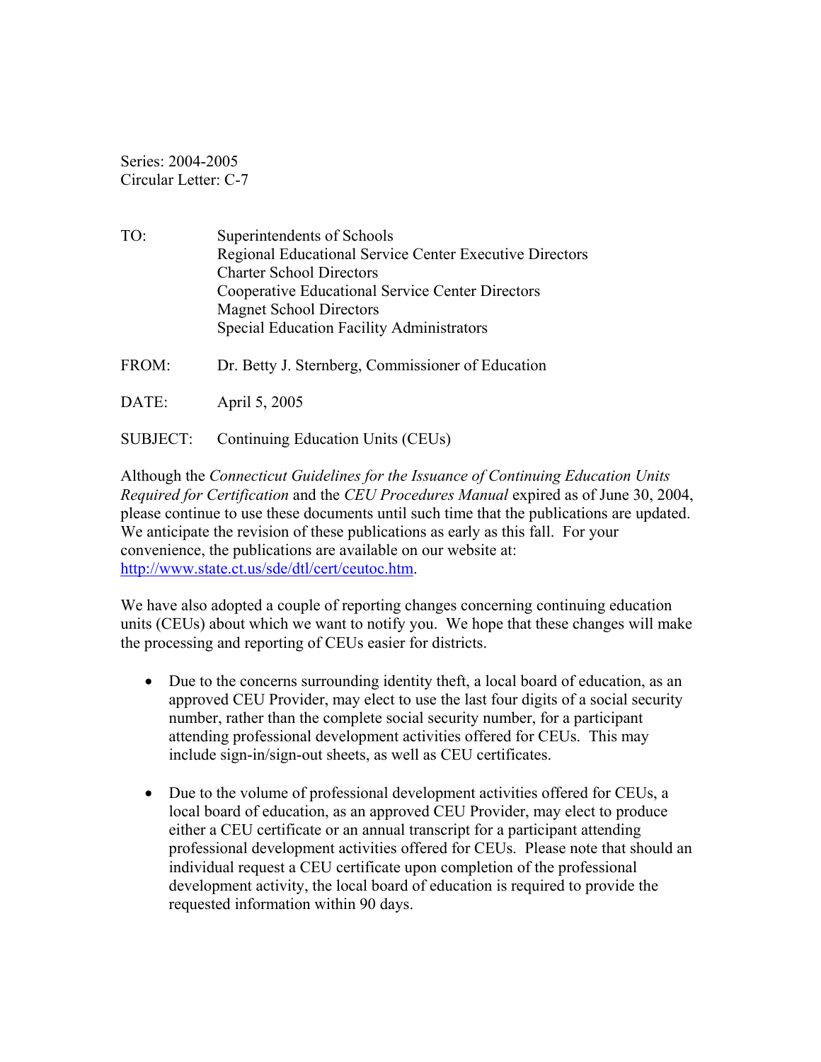Series: 2004-2005
Circular Letter: C-7

TO: Superintendents of Schools
Regional Educational Service Center Executive Directors
Charter School Directors
Cooperative Educational Service Center Directors
Magnet School Directors
Special Education Facility Administrators

FROM: Dr. Betty J. Sternberg, Commissioner of Education

DATE: April 5, 2005

SUBJECT: Continuing Education Units (CEUs)

Although the *Connecticut Guidelines for the Issuance of Continuing Education Units Required for Certification* and the *CEU Procedures Manual* expired as of June 30, 2004, please continue to use these documents until such time that the publications are updated. We anticipate the revision of these publications as early as this fall. For your convenience, the publications are available on our website at: http://www.state.ct.us/sde/dtl/cert/ceutoc.htm.

We have also adopted a couple of reporting changes concerning continuing education units (CEUs) about which we want to notify you. We hope that these changes will make the processing and reporting of CEUs easier for districts.

- Due to the concerns surrounding identity theft, a local board of education, as an approved CEU Provider, may elect to use the last four digits of a social security number, rather than the complete social security number, for a participant attending professional development activities offered for CEUs. This may include sign-in/sign-out sheets, as well as CEU certificates.

- Due to the volume of professional development activities offered for CEUs, a local board of education, as an approved CEU Provider, may elect to produce either a CEU certificate or an annual transcript for a participant attending professional development activities offered for CEUs. Please note that should an individual request a CEU certificate upon completion of the professional development activity, the local board of education is required to provide the requested information within 90 days.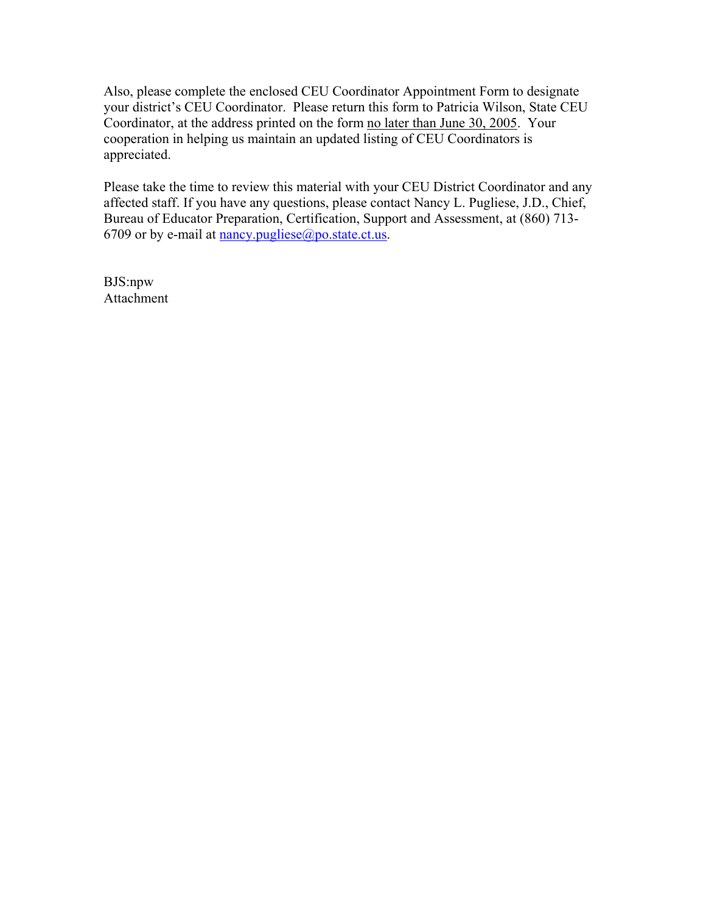Also, please complete the enclosed CEU Coordinator Appointment Form to designate your district's CEU Coordinator. Please return this form to Patricia Wilson, State CEU Coordinator, at the address printed on the form no later than June 30, 2005. Your cooperation in helping us maintain an updated listing of CEU Coordinators is appreciated.

Please take the time to review this material with your CEU District Coordinator and any affected staff. If you have any questions, please contact Nancy L. Pugliese, J.D., Chief, Bureau of Educator Preparation, Certification, Support and Assessment, at (860) 713-6709 or by e-mail at nancy.pugliese@po.state.ct.us.

BJS:npw
Attachment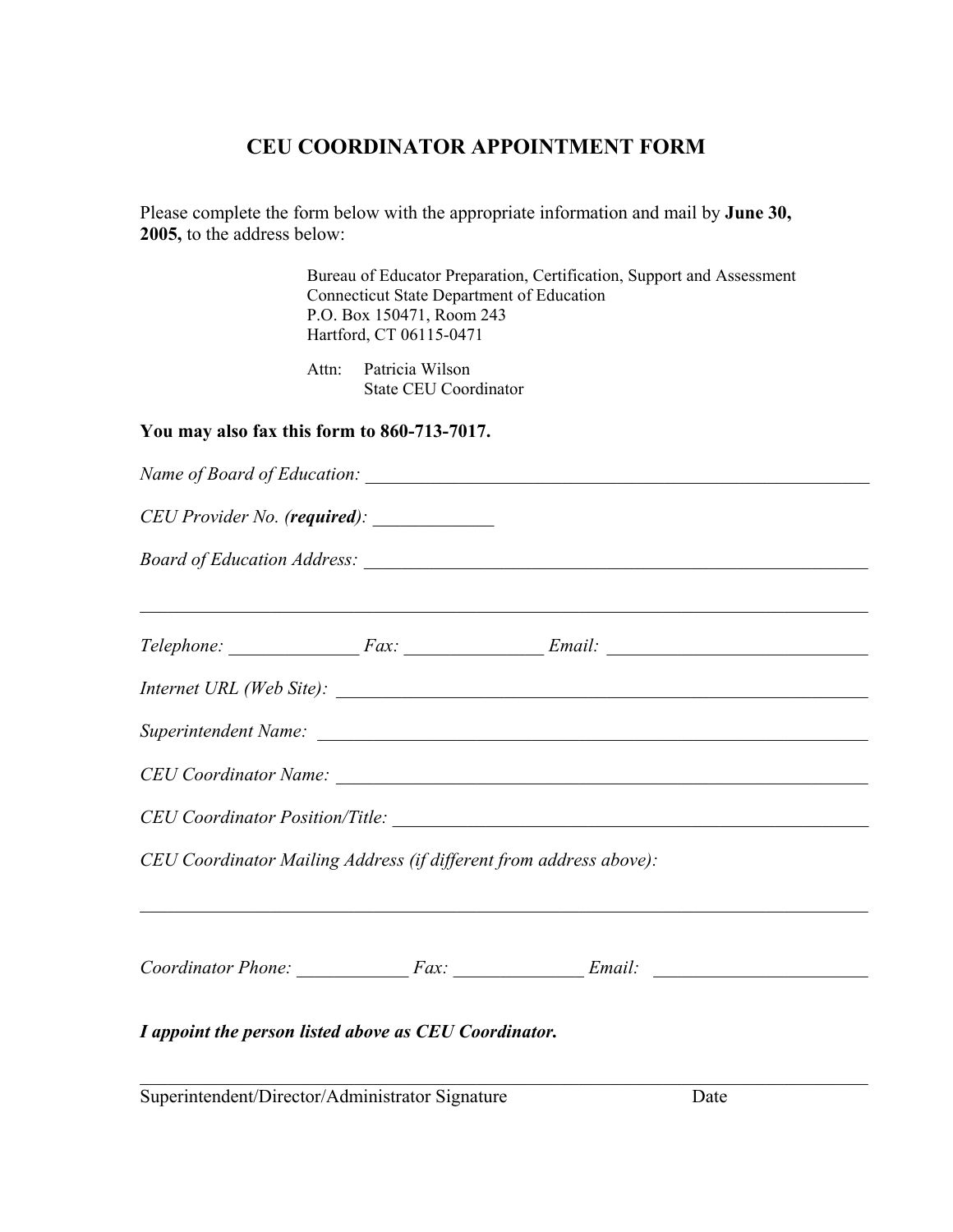# CEU COORDINATOR APPOINTMENT FORM

Please complete the form below with the appropriate information and mail by **June 30, 2005,** to the address below:

> Bureau of Educator Preparation, Certification, Support and Assessment
> Connecticut State Department of Education
> P.O. Box 150471, Room 243
> Hartford, CT 06115-0471
>
> Attn: Patricia Wilson
> State CEU Coordinator

**You may also fax this form to 860-713-7017.**

*Name of Board of Education:* ______________________________________________________

*CEU Provider No. (**required**):* _____________

*Board of Education Address:* ______________________________________________________

_____________________________________________________________________________

*Telephone:* ______________ *Fax:* _______________ *Email:* ____________________________

*Internet URL (Web Site):* _________________________________________________________

*Superintendent Name:* ___________________________________________________________

*CEU Coordinator Name:* __________________________________________________________

*CEU Coordinator Position/Title:* ____________________________________________________

*CEU Coordinator Mailing Address (if different from address above):*

_____________________________________________________________________________

*Coordinator Phone:* ____________ *Fax:* ______________ *Email:* _______________________

***I appoint the person listed above as CEU Coordinator.***

_____________________________________________________________________________

Superintendent/Director/Administrator Signature Date